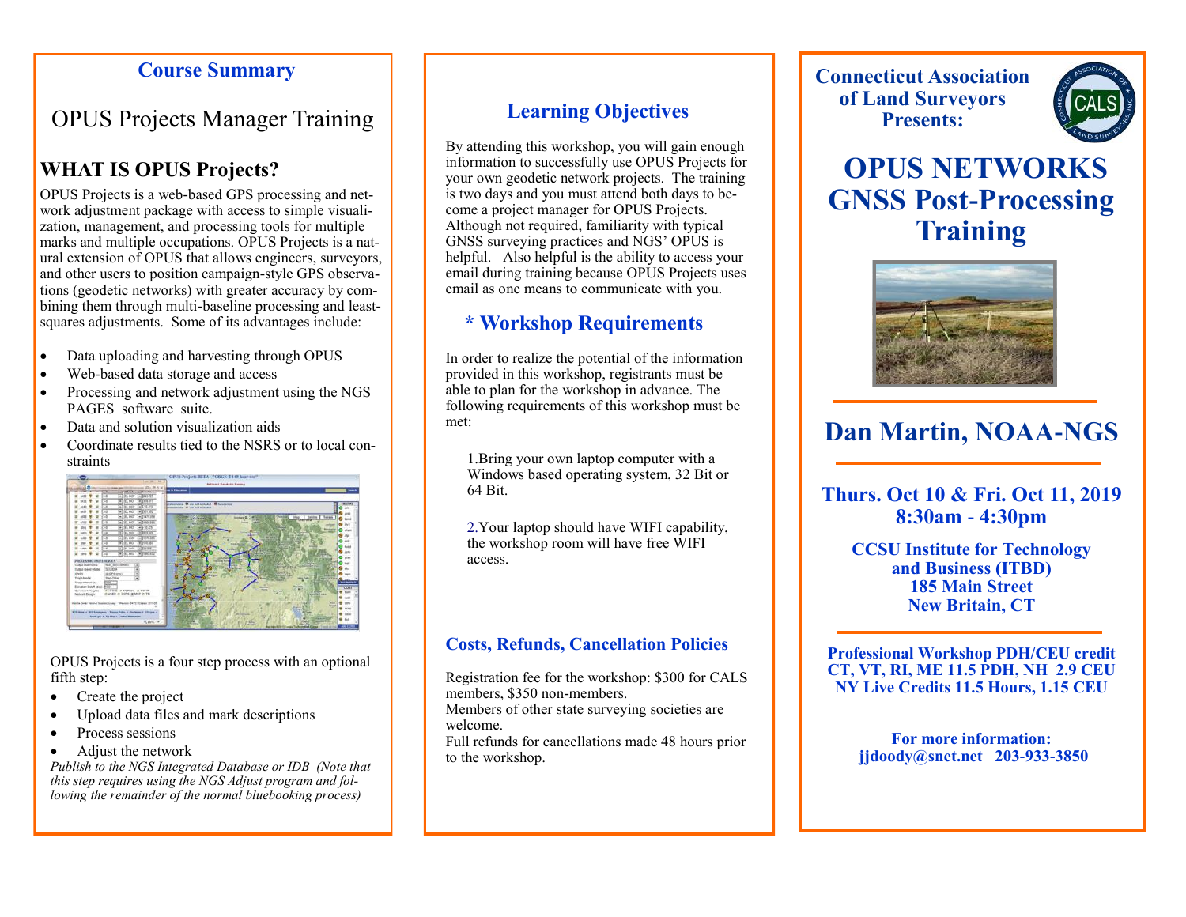## Course Summary

# OPUS Projects Manager Training

## WHAT IS OPUS Projects?

OPUS Projects is a web-based GPS processing and network adjustment package with access to simple visualization, management, and processing tools for multiple marks and multiple occupations. OPUS Projects is a natural extension of OPUS that allows engineers, surveyors, and other users to position campaign-style GPS observations (geodetic networks) with greater accuracy by combining them through multi-baseline processing and least-squares adjustments. Some of its advantages include:

- Data uploading and harvesting through OPUS
- Web-based data storage and access
- Processing and network adjustment using the NGS PAGES software suite.
- Data and solution visualization aids
- Coordinate results tied to the NSRS or to local constraints

OPUS Projects is a four step process with an optional fifth step:

- Create the project
- Upload data files and mark descriptions
- Process sessions
- Adjust the network

*Publish to the NGS Integrated Database or IDB (Note that this step requires using the NGS Adjust program and following the remainder of the normal bluebooking process)*

## Learning Objectives

By attending this workshop, you will gain enough information to successfully use OPUS Projects for your own geodetic network projects. The training is two days and you must attend both days to become a project manager for OPUS Projects. Although not required, familiarity with typical GNSS surveying practices and NGS' OPUS is helpful. Also helpful is the ability to access your email during training because OPUS Projects uses email as one means to communicate with you.

## * Workshop Requirements

In order to realize the potential of the information provided in this workshop, registrants must be able to plan for the workshop in advance. The following requirements of this workshop must be met:

1. Bring your own laptop computer with a Windows based operating system, 32 Bit or 64 Bit.

2. Your laptop should have WIFI capability, the workshop room will have free WIFI access.

## Costs, Refunds, Cancellation Policies

Registration fee for the workshop: $300 for CALS members, $350 non-members.
Members of other state surveying societies are welcome.
Full refunds for cancellations made 48 hours prior to the workshop.

**Connecticut Association of Land Surveyors Presents:**

# OPUS NETWORKS GNSS Post-Processing Training

## Dan Martin, NOAA-NGS

**Thurs. Oct 10 & Fri. Oct 11, 2019**
**8:30am - 4:30pm**

**CCSU Institute for Technology and Business (ITBD)**
**185 Main Street**
**New Britain, CT**

**Professional Workshop PDH/CEU credit**
**CT, VT, RI, ME 11.5 PDH, NH 2.9 CEU**
**NY Live Credits 11.5 Hours, 1.15 CEU**

**For more information:**
**jjdoody@snet.net 203-933-3850**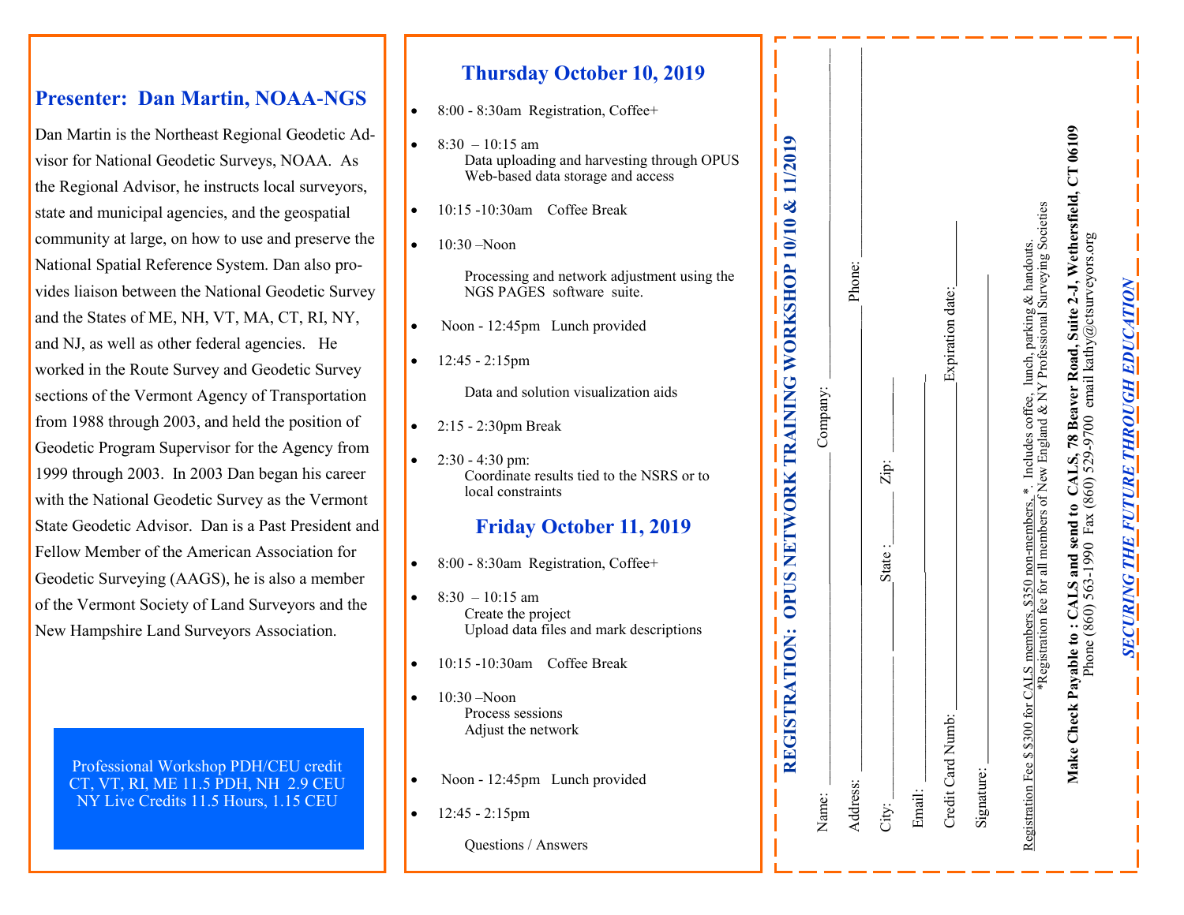## Presenter: Dan Martin, NOAA-NGS

Dan Martin is the Northeast Regional Geodetic Advisor for National Geodetic Surveys, NOAA. As the Regional Advisor, he instructs local surveyors, state and municipal agencies, and the geospatial community at large, on how to use and preserve the National Spatial Reference System. Dan also provides liaison between the National Geodetic Survey and the States of ME, NH, VT, MA, CT, RI, NY, and NJ, as well as other federal agencies. He worked in the Route Survey and Geodetic Survey sections of the Vermont Agency of Transportation from 1988 through 2003, and held the position of Geodetic Program Supervisor for the Agency from 1999 through 2003. In 2003 Dan began his career with the National Geodetic Survey as the Vermont State Geodetic Advisor. Dan is a Past President and Fellow Member of the American Association for Geodetic Surveying (AAGS), he is also a member of the Vermont Society of Land Surveyors and the New Hampshire Land Surveyors Association.

Professional Workshop PDH/CEU credit
CT, VT, RI, ME 11.5 PDH, NH 2.9 CEU
NY Live Credits 11.5 Hours, 1.15 CEU

## Thursday October 10, 2019

- 8:00 - 8:30am Registration, Coffee+
- 8:30 – 10:15 am
  Data uploading and harvesting through OPUS
  Web-based data storage and access
- 10:15 -10:30am Coffee Break
- 10:30 –Noon
  Processing and network adjustment using the NGS PAGES software suite.
- Noon - 12:45pm Lunch provided
- 12:45 - 2:15pm
  Data and solution visualization aids
- 2:15 - 2:30pm Break
- 2:30 - 4:30 pm:
  Coordinate results tied to the NSRS or to local constraints

## Friday October 11, 2019

- 8:00 - 8:30am Registration, Coffee+
- 8:30 – 10:15 am
  Create the project
  Upload data files and mark descriptions
- 10:15 -10:30am Coffee Break
- 10:30 –Noon
  Process sessions
  Adjust the network
- Noon - 12:45pm Lunch provided
- 12:45 - 2:15pm
  Questions / Answers

## REGISTRATION: OPUS NETWORK TRAINING WORKSHOP 10/10 & 11/2019

Name: ____________________ Company: ____________________

Address: ____________________ Phone: ____________________

City: __________ State : __________ Zip: __________

Email: ____________________

Credit Card Numb: ____________________ Expiration date: __________

Signature: ____________________

Registration Fee $ $300 for CALS members, $350 non-members, *. Includes coffee, lunch, parking & handouts.
*Registration fee for all members of New England & NY Professional Surveying Societies

**Make Check Payable to : CALS and send to CALS, 78 Beaver Road, Suite 2-J, Wethersfield, CT 06109**
Phone (860) 563-1990 Fax (860) 529-9700 email kathy@ctsurveyors.org

***SECURING THE FUTURE THROUGH EDUCATION***